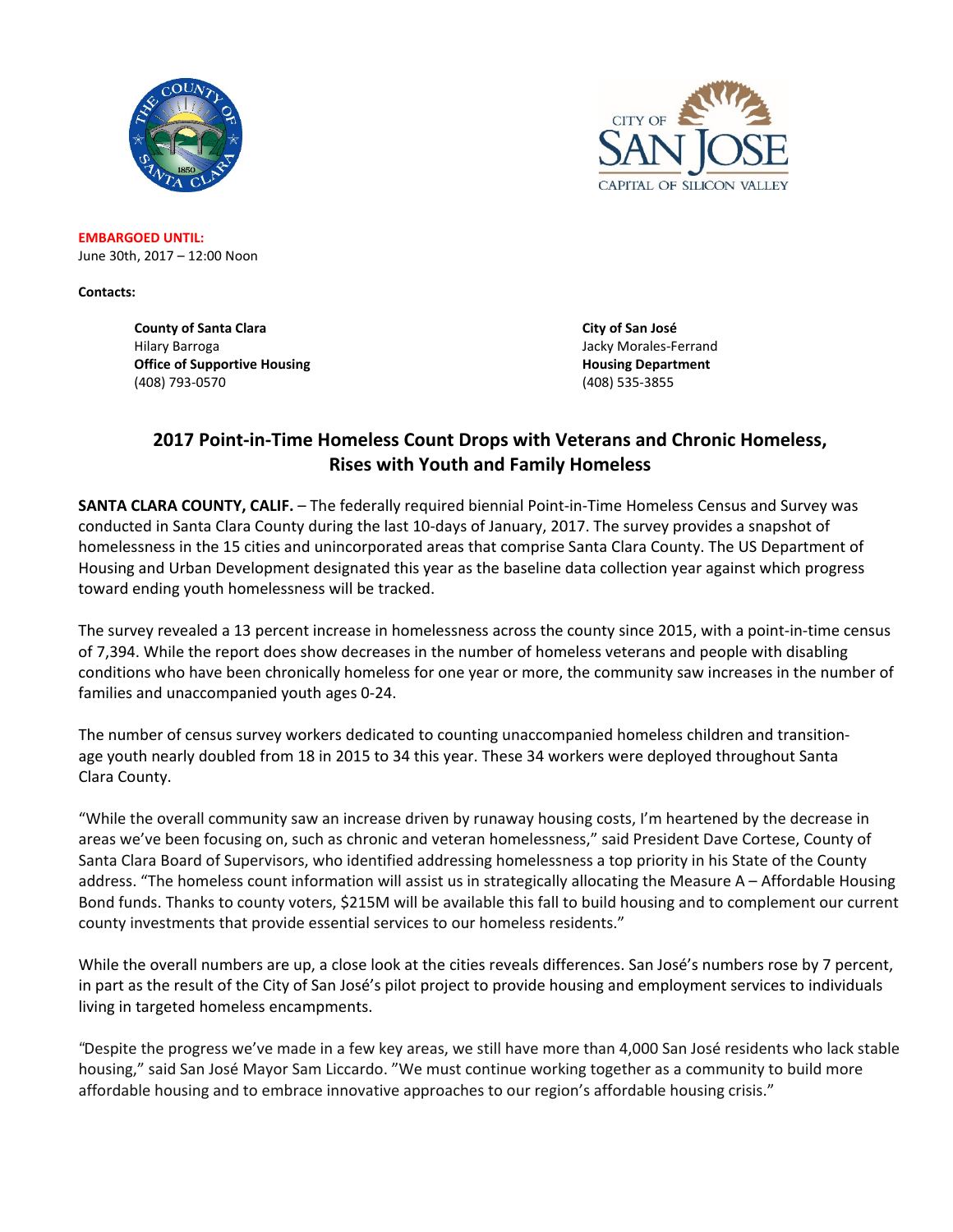**EMBARGOED UNTIL:**
June 30th, 2017 – 12:00 Noon

**Contacts:**

**County of Santa Clara**
Hilary Barroga
**Office of Supportive Housing**
(408) 793-0570

**City of San José**
Jacky Morales-Ferrand
**Housing Department**
(408) 535-3855

## 2017 Point-in-Time Homeless Count Drops with Veterans and Chronic Homeless, Rises with Youth and Family Homeless

**SANTA CLARA COUNTY, CALIF.** – The federally required biennial Point-in-Time Homeless Census and Survey was conducted in Santa Clara County during the last 10-days of January, 2017. The survey provides a snapshot of homelessness in the 15 cities and unincorporated areas that comprise Santa Clara County. The US Department of Housing and Urban Development designated this year as the baseline data collection year against which progress toward ending youth homelessness will be tracked.

The survey revealed a 13 percent increase in homelessness across the county since 2015, with a point-in-time census of 7,394. While the report does show decreases in the number of homeless veterans and people with disabling conditions who have been chronically homeless for one year or more, the community saw increases in the number of families and unaccompanied youth ages 0-24.

The number of census survey workers dedicated to counting unaccompanied homeless children and transition-age youth nearly doubled from 18 in 2015 to 34 this year. These 34 workers were deployed throughout Santa Clara County.

"While the overall community saw an increase driven by runaway housing costs, I'm heartened by the decrease in areas we've been focusing on, such as chronic and veteran homelessness," said President Dave Cortese, County of Santa Clara Board of Supervisors, who identified addressing homelessness a top priority in his State of the County address. "The homeless count information will assist us in strategically allocating the Measure A – Affordable Housing Bond funds. Thanks to county voters, $215M will be available this fall to build housing and to complement our current county investments that provide essential services to our homeless residents."

While the overall numbers are up, a close look at the cities reveals differences. San José's numbers rose by 7 percent, in part as the result of the City of San José's pilot project to provide housing and employment services to individuals living in targeted homeless encampments.

"Despite the progress we've made in a few key areas, we still have more than 4,000 San José residents who lack stable housing," said San José Mayor Sam Liccardo. "We must continue working together as a community to build more affordable housing and to embrace innovative approaches to our region's affordable housing crisis."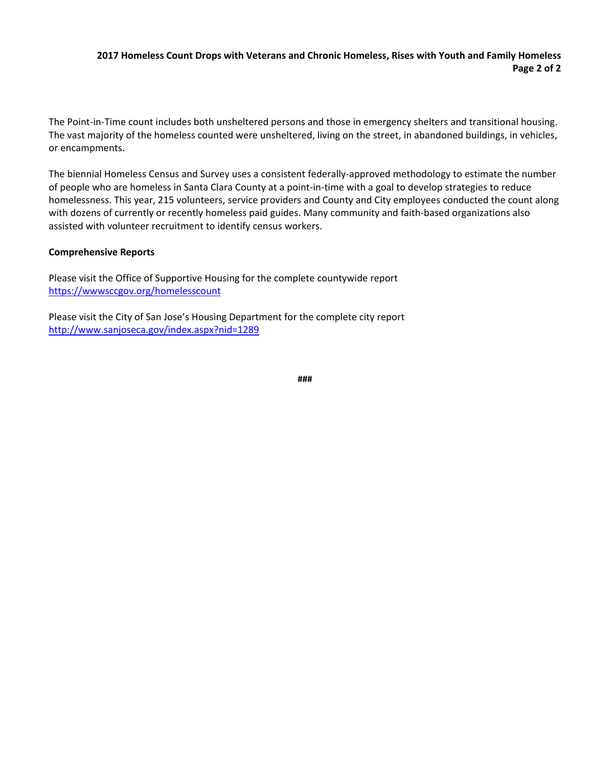The Point-in-Time count includes both unsheltered persons and those in emergency shelters and transitional housing. The vast majority of the homeless counted were unsheltered, living on the street, in abandoned buildings, in vehicles, or encampments.

The biennial Homeless Census and Survey uses a consistent federally-approved methodology to estimate the number of people who are homeless in Santa Clara County at a point-in-time with a goal to develop strategies to reduce homelessness. This year, 215 volunteers, service providers and County and City employees conducted the count along with dozens of currently or recently homeless paid guides. Many community and faith-based organizations also assisted with volunteer recruitment to identify census workers.

**Comprehensive Reports**

Please visit the Office of Supportive Housing for the complete countywide report
https://wwwsccgov.org/homelesscount

Please visit the City of San Jose's Housing Department for the complete city report
http://www.sanjoseca.gov/index.aspx?nid=1289

###